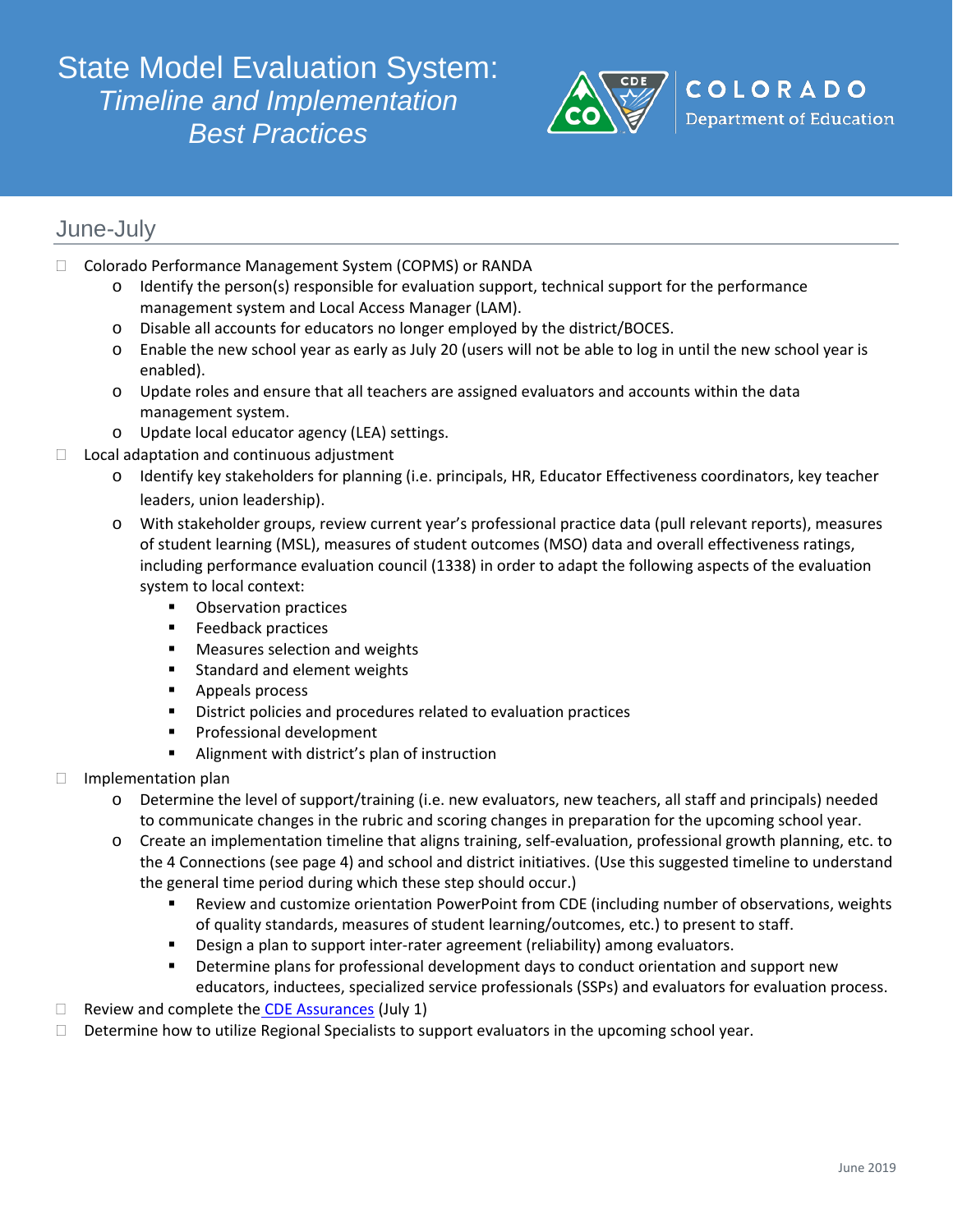# State Model Evaluation System: *Timeline and Implementation Best Practices*

COLORADO Department of Education

## June-July

- Colorado Performance Management System (COPMS) or RANDA
  - Identify the person(s) responsible for evaluation support, technical support for the performance management system and Local Access Manager (LAM).
  - Disable all accounts for educators no longer employed by the district/BOCES.
  - Enable the new school year as early as July 20 (users will not be able to log in until the new school year is enabled).
  - Update roles and ensure that all teachers are assigned evaluators and accounts within the data management system.
  - Update local educator agency (LEA) settings.
- Local adaptation and continuous adjustment
  - Identify key stakeholders for planning (i.e. principals, HR, Educator Effectiveness coordinators, key teacher leaders, union leadership).
  - With stakeholder groups, review current year's professional practice data (pull relevant reports), measures of student learning (MSL), measures of student outcomes (MSO) data and overall effectiveness ratings, including performance evaluation council (1338) in order to adapt the following aspects of the evaluation system to local context:
    - Observation practices
    - Feedback practices
    - Measures selection and weights
    - Standard and element weights
    - Appeals process
    - District policies and procedures related to evaluation practices
    - Professional development
    - Alignment with district's plan of instruction
- Implementation plan
  - Determine the level of support/training (i.e. new evaluators, new teachers, all staff and principals) needed to communicate changes in the rubric and scoring changes in preparation for the upcoming school year.
  - Create an implementation timeline that aligns training, self-evaluation, professional growth planning, etc. to the 4 Connections (see page 4) and school and district initiatives. (Use this suggested timeline to understand the general time period during which these step should occur.)
    - Review and customize orientation PowerPoint from CDE (including number of observations, weights of quality standards, measures of student learning/outcomes, etc.) to present to staff.
    - Design a plan to support inter-rater agreement (reliability) among evaluators.
    - Determine plans for professional development days to conduct orientation and support new educators, inductees, specialized service professionals (SSPs) and evaluators for evaluation process.
- Review and complete the CDE Assurances (July 1)
- Determine how to utilize Regional Specialists to support evaluators in the upcoming school year.

June 2019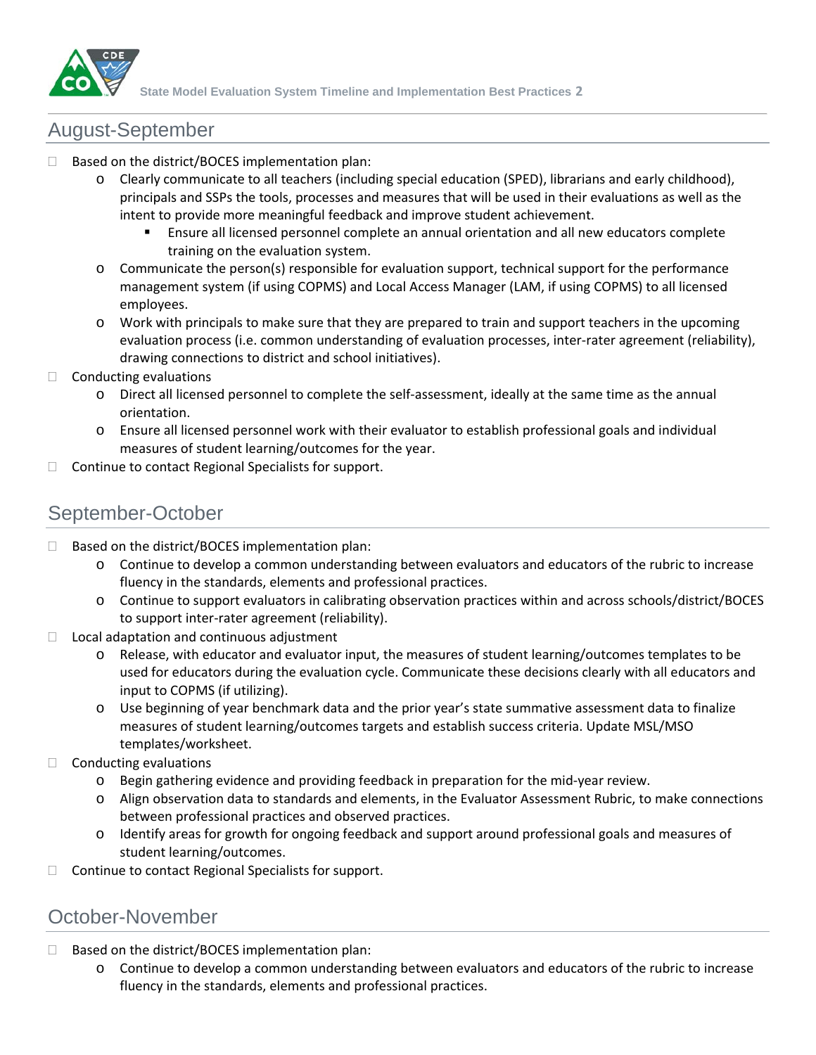## August-September

- Based on the district/BOCES implementation plan:
  - Clearly communicate to all teachers (including special education (SPED), librarians and early childhood), principals and SSPs the tools, processes and measures that will be used in their evaluations as well as the intent to provide more meaningful feedback and improve student achievement.
    - Ensure all licensed personnel complete an annual orientation and all new educators complete training on the evaluation system.
  - Communicate the person(s) responsible for evaluation support, technical support for the performance management system (if using COPMS) and Local Access Manager (LAM, if using COPMS) to all licensed employees.
  - Work with principals to make sure that they are prepared to train and support teachers in the upcoming evaluation process (i.e. common understanding of evaluation processes, inter-rater agreement (reliability), drawing connections to district and school initiatives).
- Conducting evaluations
  - Direct all licensed personnel to complete the self-assessment, ideally at the same time as the annual orientation.
  - Ensure all licensed personnel work with their evaluator to establish professional goals and individual measures of student learning/outcomes for the year.
- Continue to contact Regional Specialists for support.

## September-October

- Based on the district/BOCES implementation plan:
  - Continue to develop a common understanding between evaluators and educators of the rubric to increase fluency in the standards, elements and professional practices.
  - Continue to support evaluators in calibrating observation practices within and across schools/district/BOCES to support inter-rater agreement (reliability).
- Local adaptation and continuous adjustment
  - Release, with educator and evaluator input, the measures of student learning/outcomes templates to be used for educators during the evaluation cycle. Communicate these decisions clearly with all educators and input to COPMS (if utilizing).
  - Use beginning of year benchmark data and the prior year's state summative assessment data to finalize measures of student learning/outcomes targets and establish success criteria. Update MSL/MSO templates/worksheet.
- Conducting evaluations
  - Begin gathering evidence and providing feedback in preparation for the mid-year review.
  - Align observation data to standards and elements, in the Evaluator Assessment Rubric, to make connections between professional practices and observed practices.
  - Identify areas for growth for ongoing feedback and support around professional goals and measures of student learning/outcomes.
- Continue to contact Regional Specialists for support.

## October-November

- Based on the district/BOCES implementation plan:
  - Continue to develop a common understanding between evaluators and educators of the rubric to increase fluency in the standards, elements and professional practices.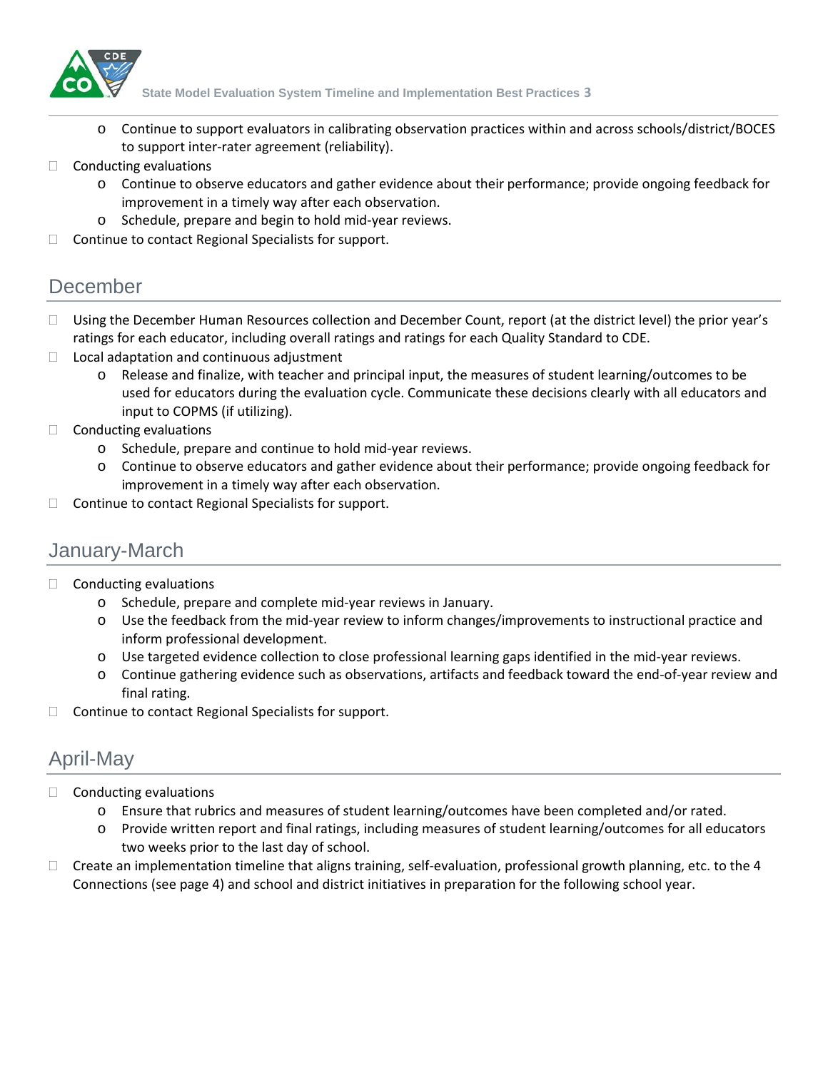- Continue to support evaluators in calibrating observation practices within and across schools/district/BOCES to support inter-rater agreement (reliability).
- Conducting evaluations
    - Continue to observe educators and gather evidence about their performance; provide ongoing feedback for improvement in a timely way after each observation.
    - Schedule, prepare and begin to hold mid-year reviews.
- Continue to contact Regional Specialists for support.

## December

- Using the December Human Resources collection and December Count, report (at the district level) the prior year's ratings for each educator, including overall ratings and ratings for each Quality Standard to CDE.
- Local adaptation and continuous adjustment
    - Release and finalize, with teacher and principal input, the measures of student learning/outcomes to be used for educators during the evaluation cycle. Communicate these decisions clearly with all educators and input to COPMS (if utilizing).
- Conducting evaluations
    - Schedule, prepare and continue to hold mid-year reviews.
    - Continue to observe educators and gather evidence about their performance; provide ongoing feedback for improvement in a timely way after each observation.
- Continue to contact Regional Specialists for support.

## January-March

- Conducting evaluations
    - Schedule, prepare and complete mid-year reviews in January.
    - Use the feedback from the mid-year review to inform changes/improvements to instructional practice and inform professional development.
    - Use targeted evidence collection to close professional learning gaps identified in the mid-year reviews.
    - Continue gathering evidence such as observations, artifacts and feedback toward the end-of-year review and final rating.
- Continue to contact Regional Specialists for support.

## April-May

- Conducting evaluations
    - Ensure that rubrics and measures of student learning/outcomes have been completed and/or rated.
    - Provide written report and final ratings, including measures of student learning/outcomes for all educators two weeks prior to the last day of school.
- Create an implementation timeline that aligns training, self-evaluation, professional growth planning, etc. to the 4 Connections (see page 4) and school and district initiatives in preparation for the following school year.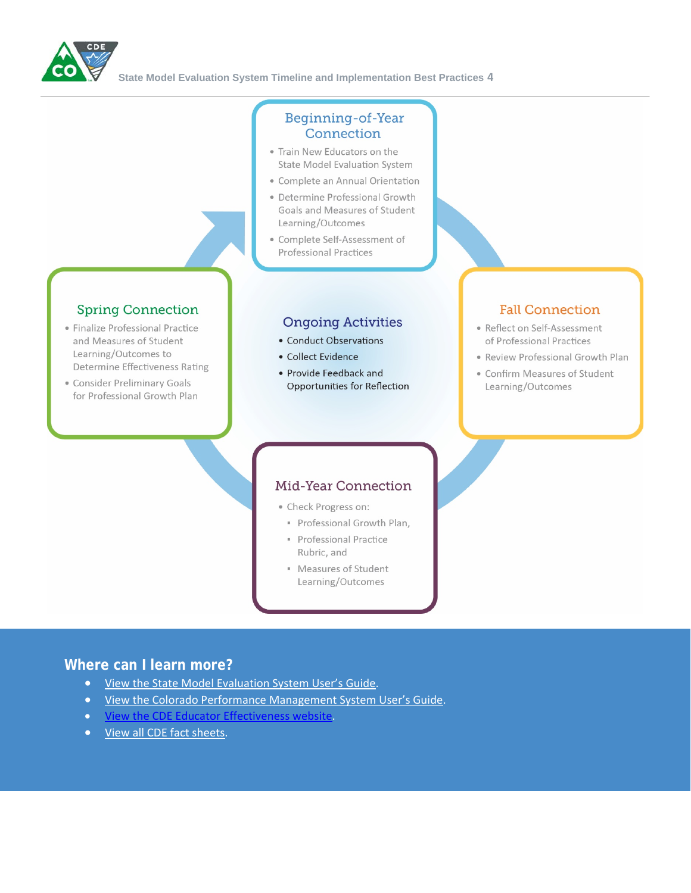### Beginning-of-Year Connection

- Train New Educators on the State Model Evaluation System
- Complete an Annual Orientation
- Determine Professional Growth Goals and Measures of Student Learning/Outcomes
- Complete Self-Assessment of Professional Practices

### Fall Connection

- Reflect on Self-Assessment of Professional Practices
- Review Professional Growth Plan
- Confirm Measures of Student Learning/Outcomes

### Mid-Year Connection

- Check Progress on:
  - Professional Growth Plan,
  - Professional Practice Rubric, and
  - Measures of Student Learning/Outcomes

### Spring Connection

- Finalize Professional Practice and Measures of Student Learning/Outcomes to Determine Effectiveness Rating
- Consider Preliminary Goals for Professional Growth Plan

### Ongoing Activities

- Conduct Observations
- Collect Evidence
- Provide Feedback and Opportunities for Reflection

## Where can I learn more?

- View the State Model Evaluation System User's Guide.
- View the Colorado Performance Management System User's Guide.
- View the CDE Educator Effectiveness website.
- View all CDE fact sheets.